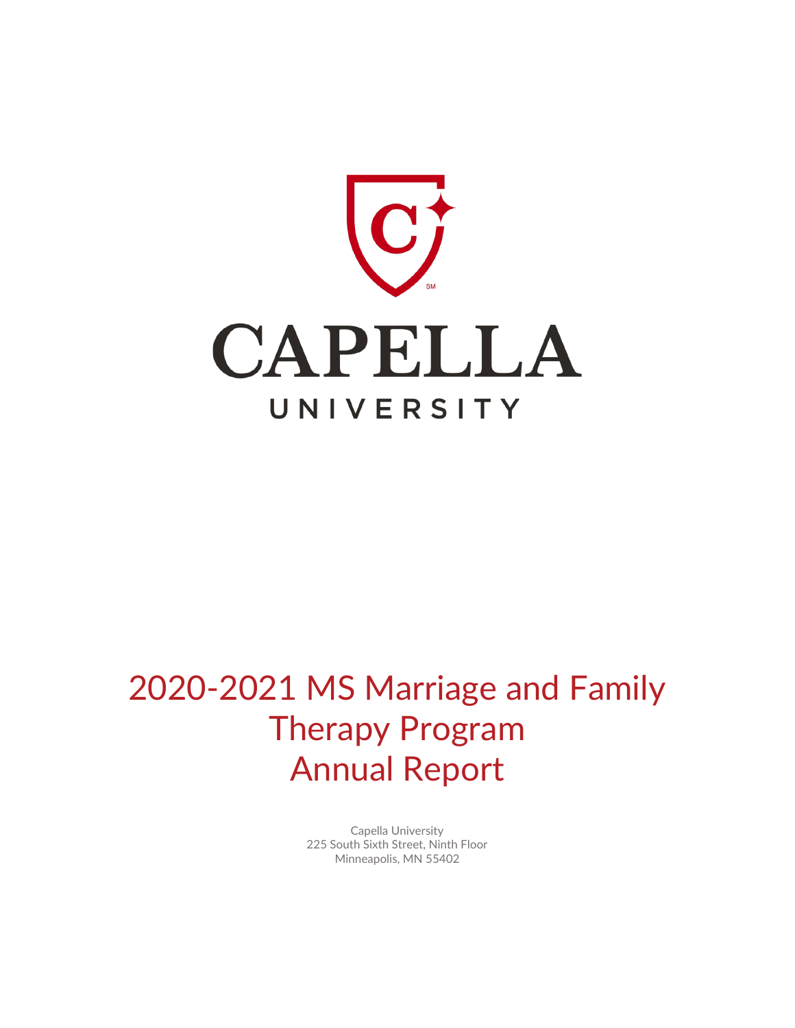CAPELLA

UNIVERSITY

# 2020-2021 MS Marriage and Family Therapy Program Annual Report

Capella University
225 South Sixth Street, Ninth Floor
Minneapolis, MN 55402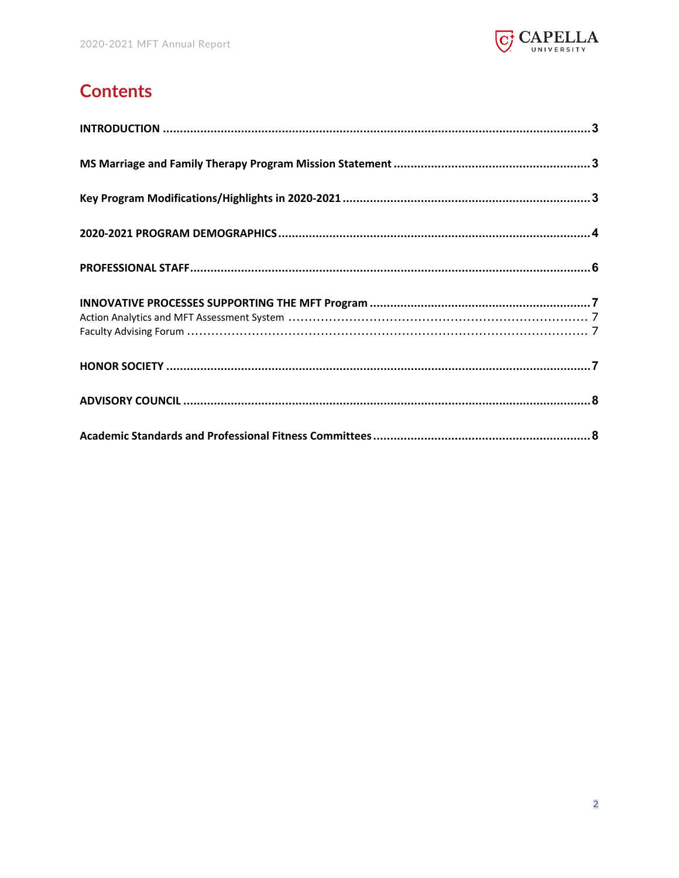# Contents

**INTRODUCTION** .......... **3**

**MS Marriage and Family Therapy Program Mission Statement** .......... **3**

**Key Program Modifications/Highlights in 2020-2021** .......... **3**

**2020-2021 PROGRAM DEMOGRAPHICS** .......... **4**

**PROFESSIONAL STAFF** .......... **6**

**INNOVATIVE PROCESSES SUPPORTING THE MFT Program** .......... **7**

Action Analytics and MFT Assessment System .......... 7

Faculty Advising Forum .......... 7

**HONOR SOCIETY** .......... **7**

**ADVISORY COUNCIL** .......... **8**

**Academic Standards and Professional Fitness Committees** .......... **8**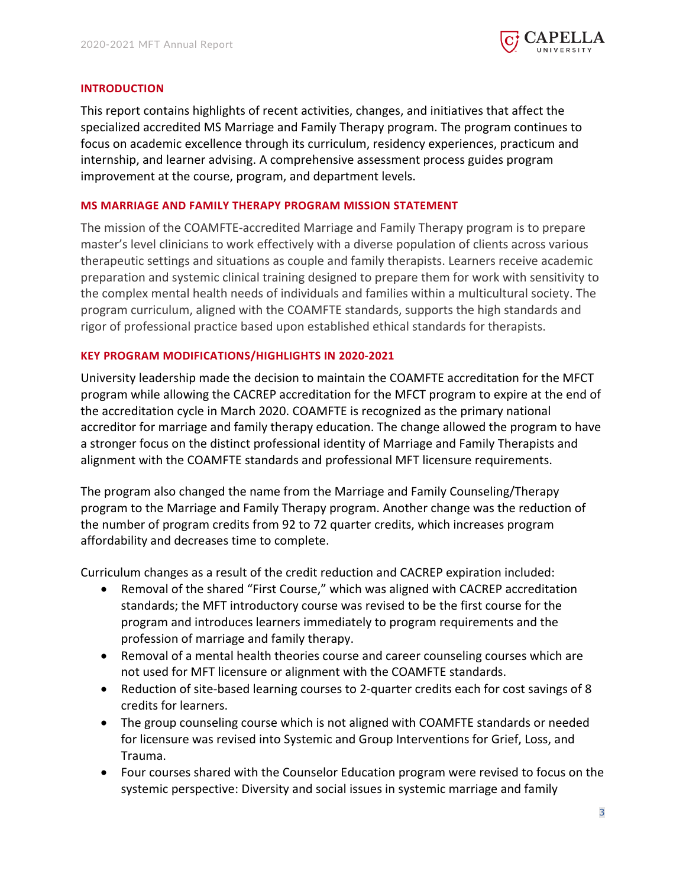## INTRODUCTION

This report contains highlights of recent activities, changes, and initiatives that affect the specialized accredited MS Marriage and Family Therapy program. The program continues to focus on academic excellence through its curriculum, residency experiences, practicum and internship, and learner advising. A comprehensive assessment process guides program improvement at the course, program, and department levels.

## MS MARRIAGE AND FAMILY THERAPY PROGRAM MISSION STATEMENT

The mission of the COAMFTE-accredited Marriage and Family Therapy program is to prepare master's level clinicians to work effectively with a diverse population of clients across various therapeutic settings and situations as couple and family therapists. Learners receive academic preparation and systemic clinical training designed to prepare them for work with sensitivity to the complex mental health needs of individuals and families within a multicultural society. The program curriculum, aligned with the COAMFTE standards, supports the high standards and rigor of professional practice based upon established ethical standards for therapists.

## KEY PROGRAM MODIFICATIONS/HIGHLIGHTS IN 2020-2021

University leadership made the decision to maintain the COAMFTE accreditation for the MFCT program while allowing the CACREP accreditation for the MFCT program to expire at the end of the accreditation cycle in March 2020. COAMFTE is recognized as the primary national accreditor for marriage and family therapy education. The change allowed the program to have a stronger focus on the distinct professional identity of Marriage and Family Therapists and alignment with the COAMFTE standards and professional MFT licensure requirements.

The program also changed the name from the Marriage and Family Counseling/Therapy program to the Marriage and Family Therapy program. Another change was the reduction of the number of program credits from 92 to 72 quarter credits, which increases program affordability and decreases time to complete.

Curriculum changes as a result of the credit reduction and CACREP expiration included:

- Removal of the shared "First Course," which was aligned with CACREP accreditation standards; the MFT introductory course was revised to be the first course for the program and introduces learners immediately to program requirements and the profession of marriage and family therapy.
- Removal of a mental health theories course and career counseling courses which are not used for MFT licensure or alignment with the COAMFTE standards.
- Reduction of site-based learning courses to 2-quarter credits each for cost savings of 8 credits for learners.
- The group counseling course which is not aligned with COAMFTE standards or needed for licensure was revised into Systemic and Group Interventions for Grief, Loss, and Trauma.
- Four courses shared with the Counselor Education program were revised to focus on the systemic perspective: Diversity and social issues in systemic marriage and family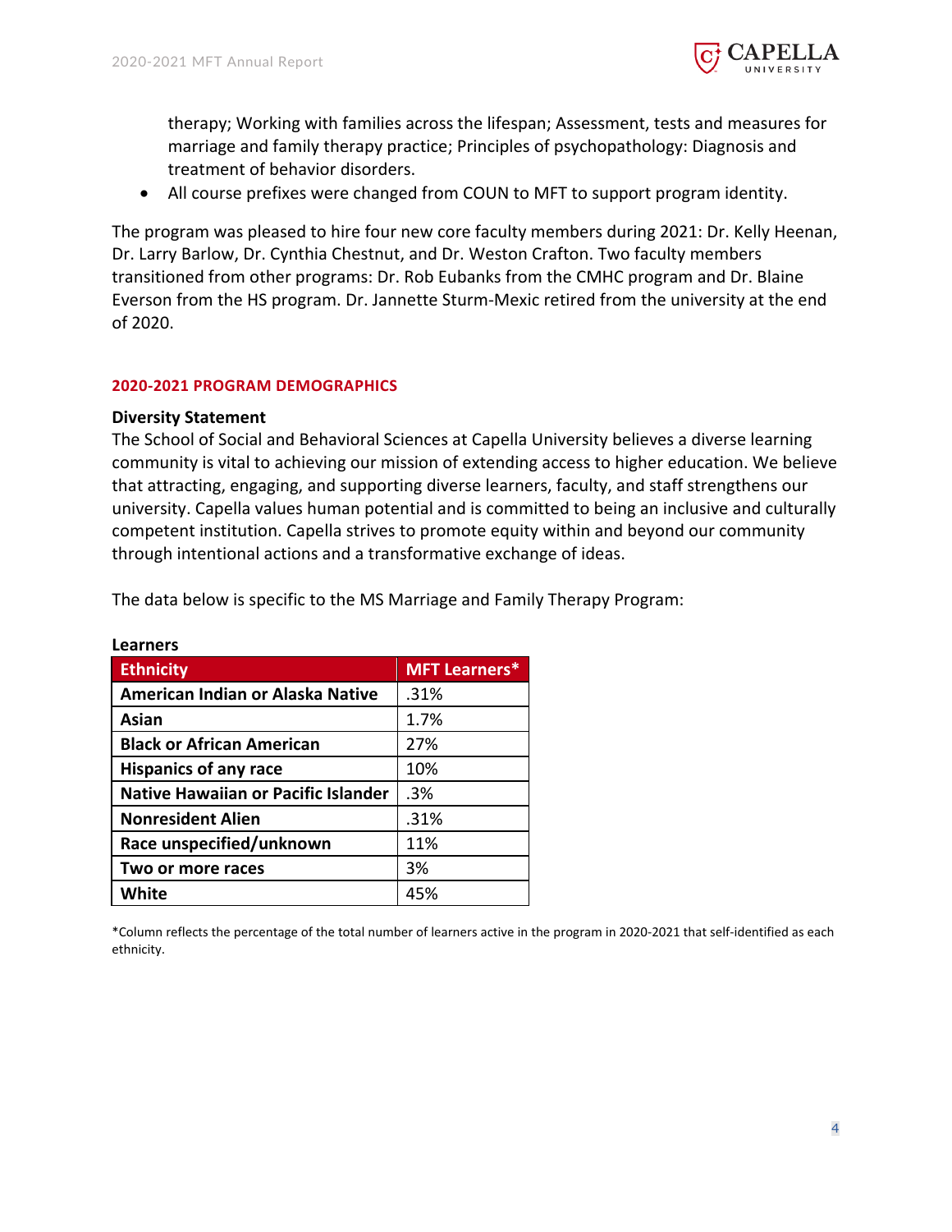therapy; Working with families across the lifespan; Assessment, tests and measures for marriage and family therapy practice; Principles of psychopathology: Diagnosis and treatment of behavior disorders.

- All course prefixes were changed from COUN to MFT to support program identity.

The program was pleased to hire four new core faculty members during 2021: Dr. Kelly Heenan, Dr. Larry Barlow, Dr. Cynthia Chestnut, and Dr. Weston Crafton. Two faculty members transitioned from other programs: Dr. Rob Eubanks from the CMHC program and Dr. Blaine Everson from the HS program. Dr. Jannette Sturm-Mexic retired from the university at the end of 2020.

## 2020-2021 PROGRAM DEMOGRAPHICS

### Diversity Statement

The School of Social and Behavioral Sciences at Capella University believes a diverse learning community is vital to achieving our mission of extending access to higher education. We believe that attracting, engaging, and supporting diverse learners, faculty, and staff strengthens our university. Capella values human potential and is committed to being an inclusive and culturally competent institution. Capella strives to promote equity within and beyond our community through intentional actions and a transformative exchange of ideas.

The data below is specific to the MS Marriage and Family Therapy Program:

**Learners**

| Ethnicity | MFT Learners* |
|---|---|
| **American Indian or Alaska Native** | .31% |
| **Asian** | 1.7% |
| **Black or African American** | 27% |
| **Hispanics of any race** | 10% |
| **Native Hawaiian or Pacific Islander** | .3% |
| **Nonresident Alien** | .31% |
| **Race unspecified/unknown** | 11% |
| **Two or more races** | 3% |
| **White** | 45% |

*Column reflects the percentage of the total number of learners active in the program in 2020-2021 that self-identified as each ethnicity.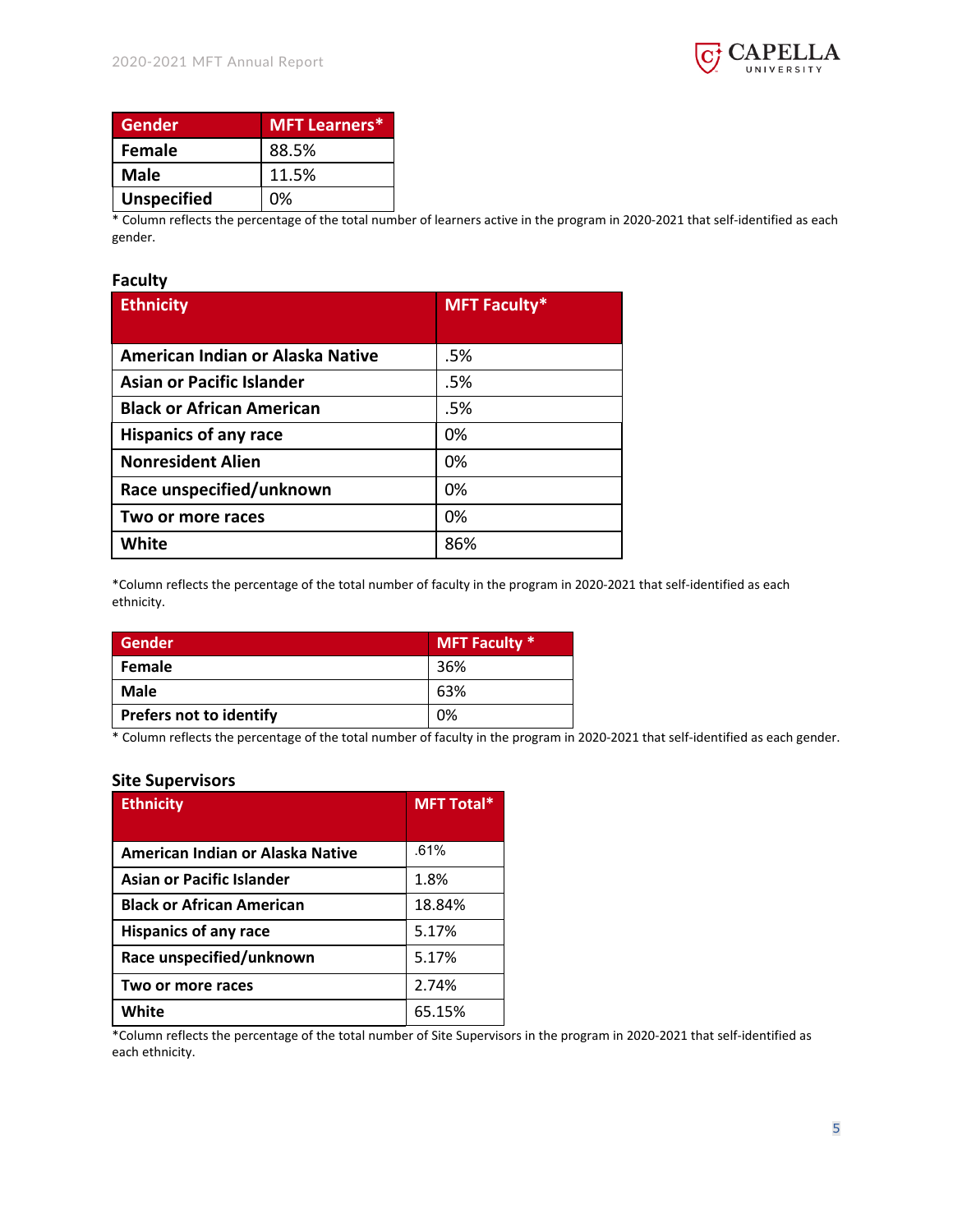| Gender | MFT Learners* |
|---|---|
| Female | 88.5% |
| Male | 11.5% |
| Unspecified | 0% |

* Column reflects the percentage of the total number of learners active in the program in 2020-2021 that self-identified as each gender.

### Faculty

| Ethnicity | MFT Faculty* |
|---|---|
| American Indian or Alaska Native | .5% |
| Asian or Pacific Islander | .5% |
| Black or African American | .5% |
| Hispanics of any race | 0% |
| Nonresident Alien | 0% |
| Race unspecified/unknown | 0% |
| Two or more races | 0% |
| White | 86% |

*Column reflects the percentage of the total number of faculty in the program in 2020-2021 that self-identified as each ethnicity.

| Gender | MFT Faculty * |
|---|---|
| Female | 36% |
| Male | 63% |
| Prefers not to identify | 0% |

* Column reflects the percentage of the total number of faculty in the program in 2020-2021 that self-identified as each gender.

### Site Supervisors

| Ethnicity | MFT Total* |
|---|---|
| American Indian or Alaska Native | .61% |
| Asian or Pacific Islander | 1.8% |
| Black or African American | 18.84% |
| Hispanics of any race | 5.17% |
| Race unspecified/unknown | 5.17% |
| Two or more races | 2.74% |
| White | 65.15% |

*Column reflects the percentage of the total number of Site Supervisors in the program in 2020-2021 that self-identified as each ethnicity.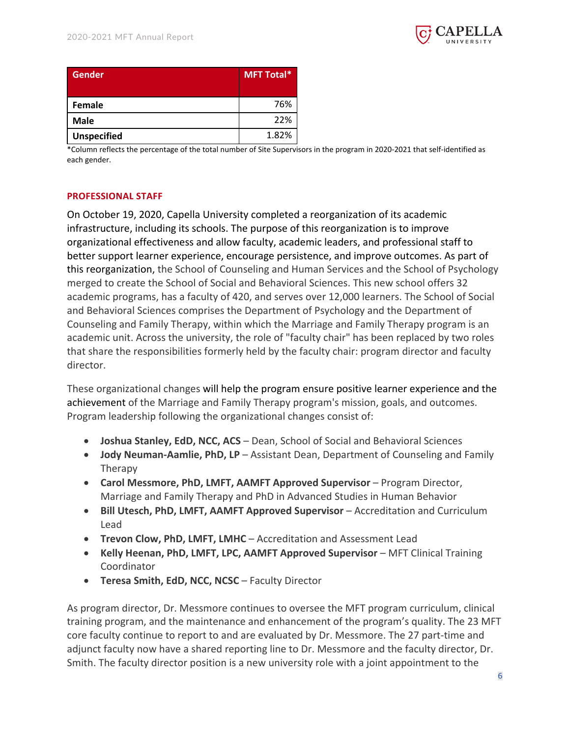| Gender | MFT Total* |
|---|---|
| Female | 76% |
| Male | 22% |
| Unspecified | 1.82% |

*Column reflects the percentage of the total number of Site Supervisors in the program in 2020-2021 that self-identified as each gender.

## PROFESSIONAL STAFF

On October 19, 2020, Capella University completed a reorganization of its academic infrastructure, including its schools. The purpose of this reorganization is to improve organizational effectiveness and allow faculty, academic leaders, and professional staff to better support learner experience, encourage persistence, and improve outcomes. As part of this reorganization, the School of Counseling and Human Services and the School of Psychology merged to create the School of Social and Behavioral Sciences. This new school offers 32 academic programs, has a faculty of 420, and serves over 12,000 learners. The School of Social and Behavioral Sciences comprises the Department of Psychology and the Department of Counseling and Family Therapy, within which the Marriage and Family Therapy program is an academic unit. Across the university, the role of "faculty chair" has been replaced by two roles that share the responsibilities formerly held by the faculty chair: program director and faculty director.

These organizational changes will help the program ensure positive learner experience and the achievement of the Marriage and Family Therapy program's mission, goals, and outcomes. Program leadership following the organizational changes consist of:

- **Joshua Stanley, EdD, NCC, ACS** – Dean, School of Social and Behavioral Sciences
- **Jody Neuman-Aamlie, PhD, LP** – Assistant Dean, Department of Counseling and Family Therapy
- **Carol Messmore, PhD, LMFT, AAMFT Approved Supervisor** – Program Director, Marriage and Family Therapy and PhD in Advanced Studies in Human Behavior
- **Bill Utesch, PhD, LMFT, AAMFT Approved Supervisor** – Accreditation and Curriculum Lead
- **Trevon Clow, PhD, LMFT, LMHC** – Accreditation and Assessment Lead
- **Kelly Heenan, PhD, LMFT, LPC, AAMFT Approved Supervisor** – MFT Clinical Training Coordinator
- **Teresa Smith, EdD, NCC, NCSC** – Faculty Director

As program director, Dr. Messmore continues to oversee the MFT program curriculum, clinical training program, and the maintenance and enhancement of the program's quality. The 23 MFT core faculty continue to report to and are evaluated by Dr. Messmore. The 27 part-time and adjunct faculty now have a shared reporting line to Dr. Messmore and the faculty director, Dr. Smith. The faculty director position is a new university role with a joint appointment to the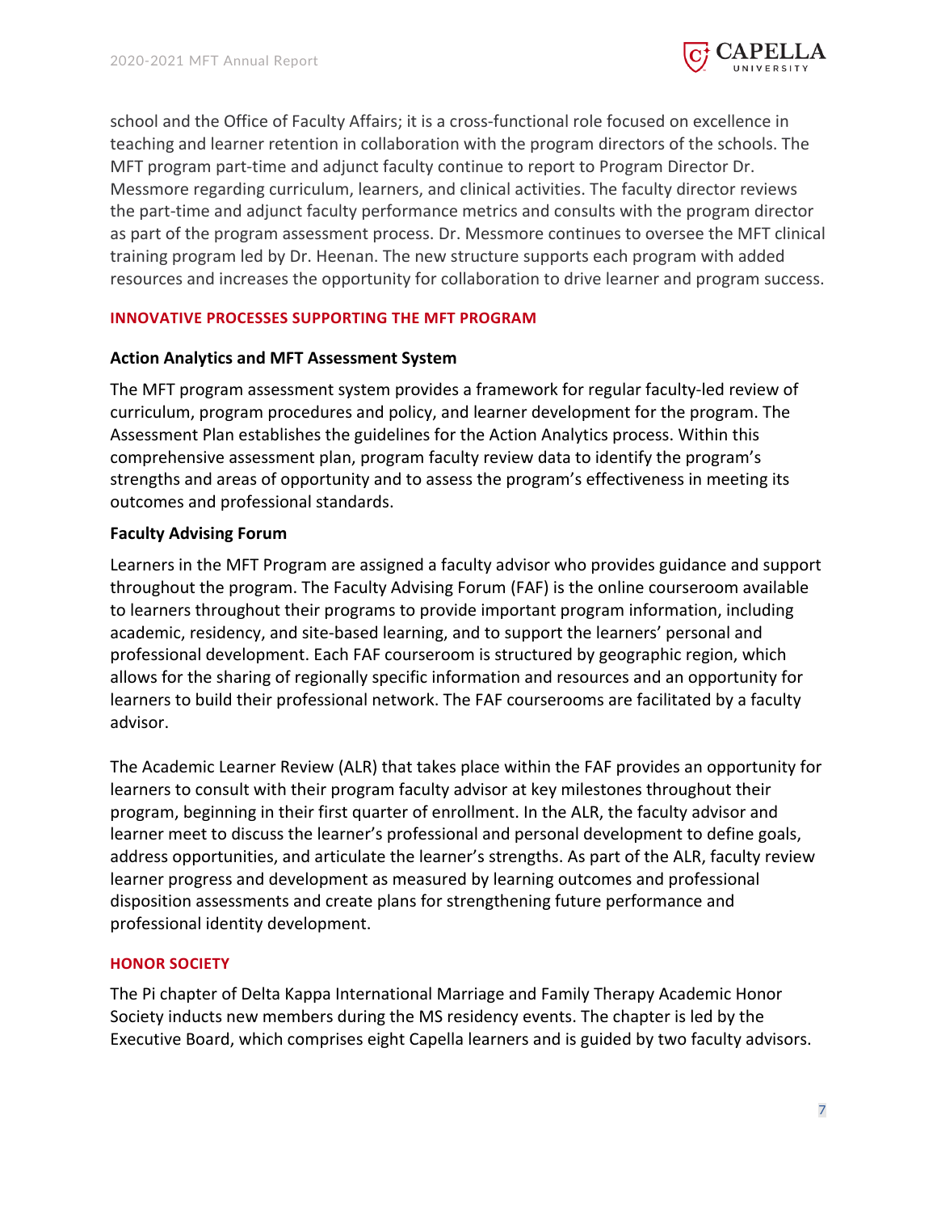school and the Office of Faculty Affairs; it is a cross-functional role focused on excellence in teaching and learner retention in collaboration with the program directors of the schools. The MFT program part-time and adjunct faculty continue to report to Program Director Dr. Messmore regarding curriculum, learners, and clinical activities. The faculty director reviews the part-time and adjunct faculty performance metrics and consults with the program director as part of the program assessment process. Dr. Messmore continues to oversee the MFT clinical training program led by Dr. Heenan. The new structure supports each program with added resources and increases the opportunity for collaboration to drive learner and program success.

## INNOVATIVE PROCESSES SUPPORTING THE MFT PROGRAM

### Action Analytics and MFT Assessment System

The MFT program assessment system provides a framework for regular faculty-led review of curriculum, program procedures and policy, and learner development for the program. The Assessment Plan establishes the guidelines for the Action Analytics process. Within this comprehensive assessment plan, program faculty review data to identify the program's strengths and areas of opportunity and to assess the program's effectiveness in meeting its outcomes and professional standards.

### Faculty Advising Forum

Learners in the MFT Program are assigned a faculty advisor who provides guidance and support throughout the program. The Faculty Advising Forum (FAF) is the online courseroom available to learners throughout their programs to provide important program information, including academic, residency, and site-based learning, and to support the learners' personal and professional development. Each FAF courseroom is structured by geographic region, which allows for the sharing of regionally specific information and resources and an opportunity for learners to build their professional network. The FAF courserooms are facilitated by a faculty advisor.

The Academic Learner Review (ALR) that takes place within the FAF provides an opportunity for learners to consult with their program faculty advisor at key milestones throughout their program, beginning in their first quarter of enrollment. In the ALR, the faculty advisor and learner meet to discuss the learner's professional and personal development to define goals, address opportunities, and articulate the learner's strengths. As part of the ALR, faculty review learner progress and development as measured by learning outcomes and professional disposition assessments and create plans for strengthening future performance and professional identity development.

## HONOR SOCIETY

The Pi chapter of Delta Kappa International Marriage and Family Therapy Academic Honor Society inducts new members during the MS residency events. The chapter is led by the Executive Board, which comprises eight Capella learners and is guided by two faculty advisors.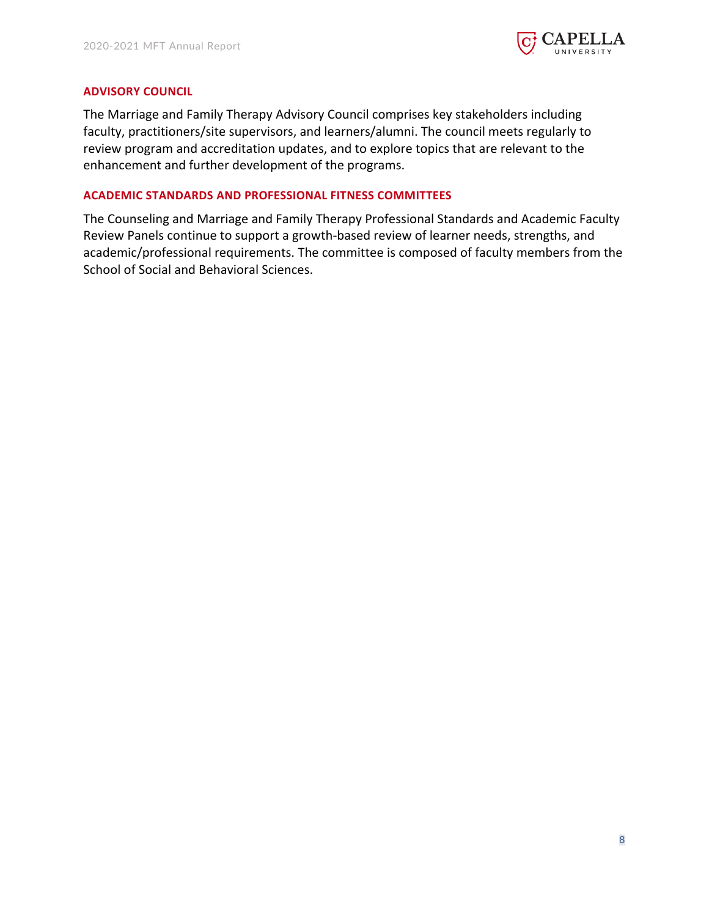## ADVISORY COUNCIL

The Marriage and Family Therapy Advisory Council comprises key stakeholders including faculty, practitioners/site supervisors, and learners/alumni. The council meets regularly to review program and accreditation updates, and to explore topics that are relevant to the enhancement and further development of the programs.

## ACADEMIC STANDARDS AND PROFESSIONAL FITNESS COMMITTEES

The Counseling and Marriage and Family Therapy Professional Standards and Academic Faculty Review Panels continue to support a growth-based review of learner needs, strengths, and academic/professional requirements. The committee is composed of faculty members from the School of Social and Behavioral Sciences.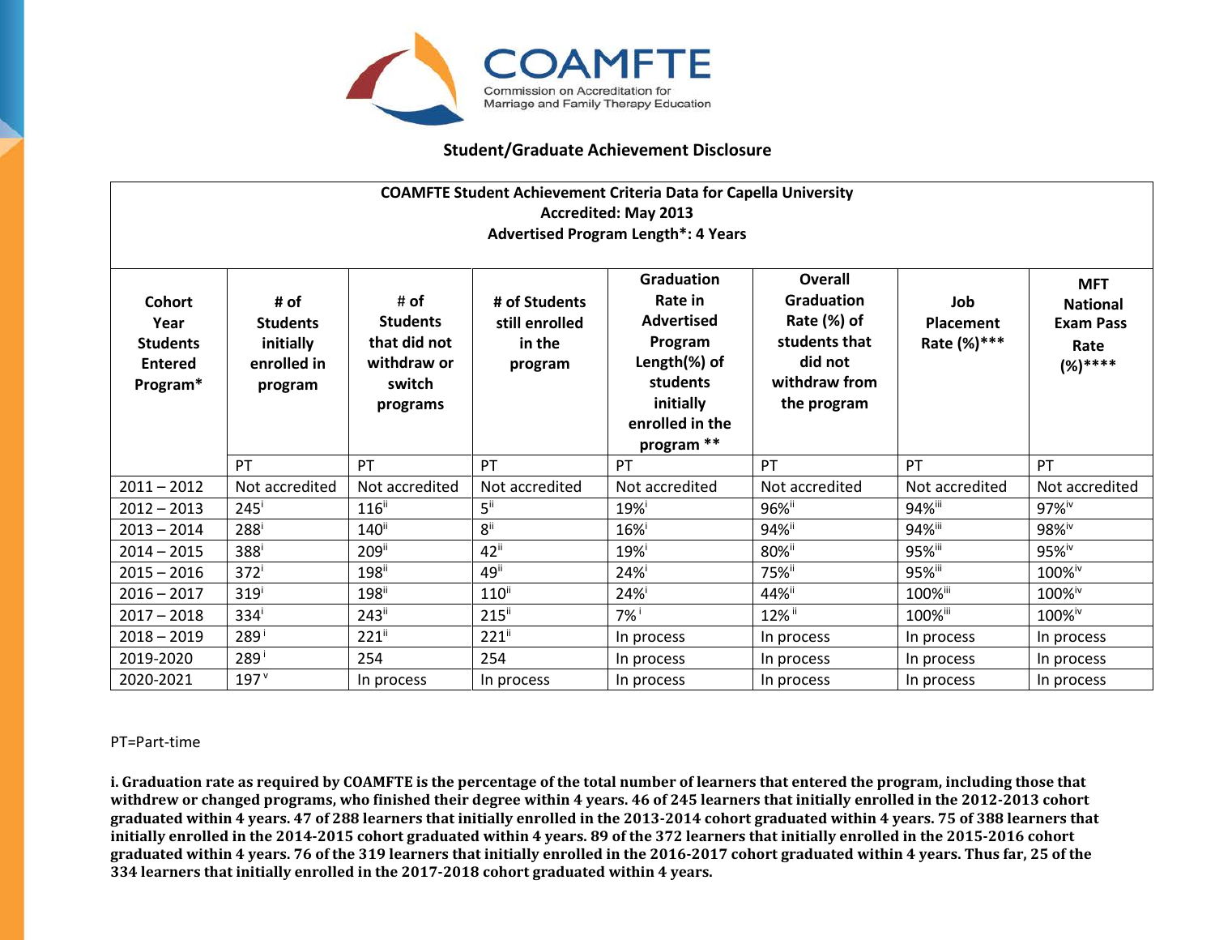COAMFTE

Commission on Accreditation for Marriage and Family Therapy Education

## Student/Graduate Achievement Disclosure

| COAMFTE Student Achievement Criteria Data for Capella University<br>Accredited: May 2013<br>Advertised Program Length*: 4 Years | | | | | | | |
|---|---|---|---|---|---|---|---|
| Cohort Year Students Entered Program* | # of Students initially enrolled in program | # of Students that did not withdraw or switch programs | # of Students still enrolled in the program | Graduation Rate in Advertised Program Length(%) of students initially enrolled in the program ** | Overall Graduation Rate (%) of students that did not withdraw from the program | Job Placement Rate (%)*** | MFT National Exam Pass Rate (%)**** |
| | PT | PT | PT | PT | PT | PT | PT |
| 2011 – 2012 | Not accredited | Not accredited | Not accredited | Not accredited | Not accredited | Not accredited | Not accredited |
| 2012 – 2013 | 245[i] | 116[ii] | 5[ii] | 19%[i] | 96%[ii] | 94%[iii] | 97%[iv] |
| 2013 – 2014 | 288[i] | 140[ii] | 8[ii] | 16%[i] | 94%[ii] | 94%[iii] | 98%[iv] |
| 2014 – 2015 | 388[i] | 209[ii] | 42[ii] | 19%[i] | 80%[ii] | 95%[iii] | 95%[iv] |
| 2015 – 2016 | 372[i] | 198[ii] | 49[ii] | 24%[i] | 75%[ii] | 95%[iii] | 100%[iv] |
| 2016 – 2017 | 319[i] | 198[ii] | 110[ii] | 24%[i] | 44%[ii] | 100%[iii] | 100%[iv] |
| 2017 – 2018 | 334[i] | 243[ii] | 215[ii] | 7%[i] | 12%[ii] | 100%[iii] | 100%[iv] |
| 2018 – 2019 | 289[i] | 221[ii] | 221[ii] | In process | In process | In process | In process |
| 2019-2020 | 289[i] | 254 | 254 | In process | In process | In process | In process |
| 2020-2021 | 197[v] | In process | In process | In process | In process | In process | In process |

PT=Part-time

**i. Graduation rate as required by COAMFTE is the percentage of the total number of learners that entered the program, including those that withdrew or changed programs, who finished their degree within 4 years. 46 of 245 learners that initially enrolled in the 2012-2013 cohort graduated within 4 years. 47 of 288 learners that initially enrolled in the 2013-2014 cohort graduated within 4 years. 75 of 388 learners that initially enrolled in the 2014-2015 cohort graduated within 4 years. 89 of the 372 learners that initially enrolled in the 2015-2016 cohort graduated within 4 years. 76 of the 319 learners that initially enrolled in the 2016-2017 cohort graduated within 4 years. Thus far, 25 of the 334 learners that initially enrolled in the 2017-2018 cohort graduated within 4 years.**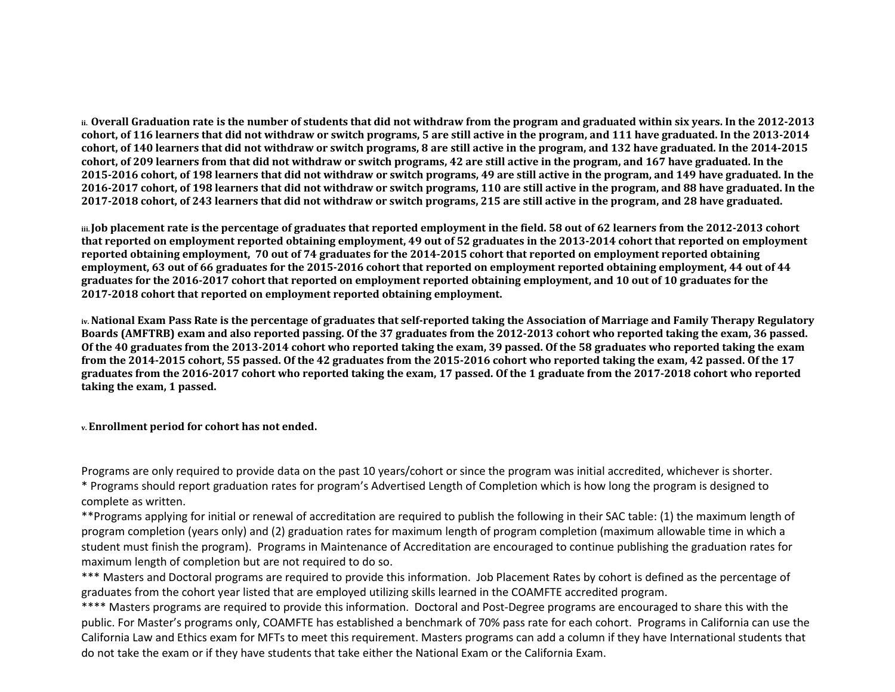**ii. Overall Graduation rate is the number of students that did not withdraw from the program and graduated within six years. In the 2012-2013 cohort, of 116 learners that did not withdraw or switch programs, 5 are still active in the program, and 111 have graduated. In the 2013-2014 cohort, of 140 learners that did not withdraw or switch programs, 8 are still active in the program, and 132 have graduated. In the 2014-2015 cohort, of 209 learners from that did not withdraw or switch programs, 42 are still active in the program, and 167 have graduated. In the 2015-2016 cohort, of 198 learners that did not withdraw or switch programs, 49 are still active in the program, and 149 have graduated. In the 2016-2017 cohort, of 198 learners that did not withdraw or switch programs, 110 are still active in the program, and 88 have graduated. In the 2017-2018 cohort, of 243 learners that did not withdraw or switch programs, 215 are still active in the program, and 28 have graduated.**

**iii. Job placement rate is the percentage of graduates that reported employment in the field. 58 out of 62 learners from the 2012-2013 cohort that reported on employment reported obtaining employment, 49 out of 52 graduates in the 2013-2014 cohort that reported on employment reported obtaining employment, 70 out of 74 graduates for the 2014-2015 cohort that reported on employment reported obtaining employment, 63 out of 66 graduates for the 2015-2016 cohort that reported on employment reported obtaining employment, 44 out of 44 graduates for the 2016-2017 cohort that reported on employment reported obtaining employment, and 10 out of 10 graduates for the 2017-2018 cohort that reported on employment reported obtaining employment.**

**iv. National Exam Pass Rate is the percentage of graduates that self-reported taking the Association of Marriage and Family Therapy Regulatory Boards (AMFTRB) exam and also reported passing. Of the 37 graduates from the 2012-2013 cohort who reported taking the exam, 36 passed. Of the 40 graduates from the 2013-2014 cohort who reported taking the exam, 39 passed. Of the 58 graduates who reported taking the exam from the 2014-2015 cohort, 55 passed. Of the 42 graduates from the 2015-2016 cohort who reported taking the exam, 42 passed. Of the 17 graduates from the 2016-2017 cohort who reported taking the exam, 17 passed. Of the 1 graduate from the 2017-2018 cohort who reported taking the exam, 1 passed.**

**v. Enrollment period for cohort has not ended.**

Programs are only required to provide data on the past 10 years/cohort or since the program was initial accredited, whichever is shorter.

* Programs should report graduation rates for program's Advertised Length of Completion which is how long the program is designed to complete as written.

**Programs applying for initial or renewal of accreditation are required to publish the following in their SAC table: (1) the maximum length of program completion (years only) and (2) graduation rates for maximum length of program completion (maximum allowable time in which a student must finish the program). Programs in Maintenance of Accreditation are encouraged to continue publishing the graduation rates for maximum length of completion but are not required to do so.

*** Masters and Doctoral programs are required to provide this information. Job Placement Rates by cohort is defined as the percentage of graduates from the cohort year listed that are employed utilizing skills learned in the COAMFTE accredited program.

**** Masters programs are required to provide this information. Doctoral and Post-Degree programs are encouraged to share this with the public. For Master's programs only, COAMFTE has established a benchmark of 70% pass rate for each cohort. Programs in California can use the California Law and Ethics exam for MFTs to meet this requirement. Masters programs can add a column if they have International students that do not take the exam or if they have students that take either the National Exam or the California Exam.